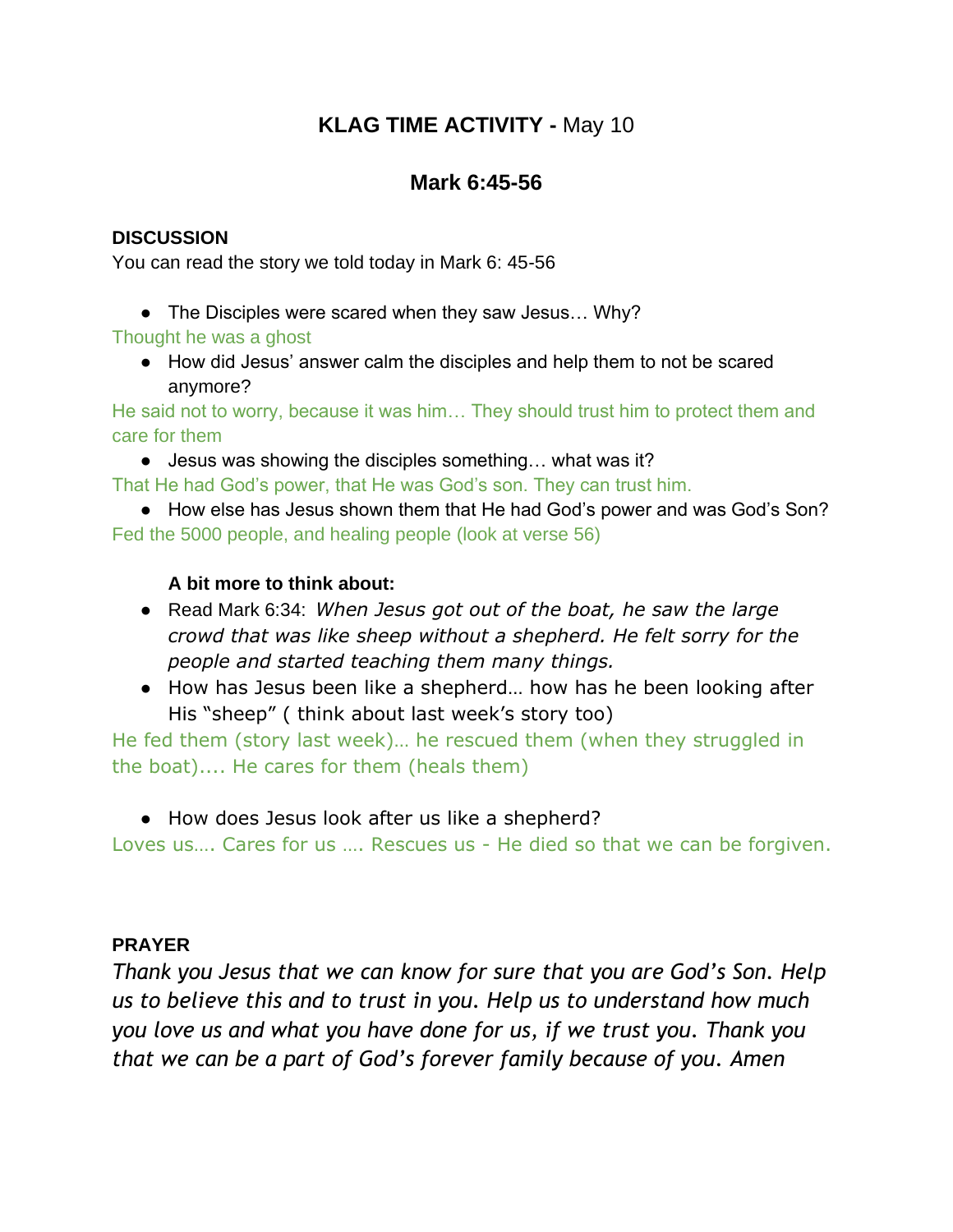# **KLAG TIME ACTIVITY -** May 10

## Mark 6:45-56

### DISCUSSION

You can read the story we told today in Mark 6: 45-56

- The Disciples were scared when they saw Jesus… Why?

Thought he was a ghost

- How did Jesus' answer calm the disciples and help them to not be scared anymore?

He said not to worry, because it was him… They should trust him to protect them and care for them

- Jesus was showing the disciples something… what was it?

That He had God's power, that He was God's son. They can trust him.

- How else has Jesus shown them that He had God's power and was God's Son?

Fed the 5000 people, and healing people (look at verse 56)

**A bit more to think about:**

- Read Mark 6:34: *When Jesus got out of the boat, he saw the large crowd that was like sheep without a shepherd. He felt sorry for the people and started teaching them many things.*
- How has Jesus been like a shepherd… how has he been looking after His "sheep" ( think about last week's story too)

He fed them (story last week)… he rescued them (when they struggled in the boat).... He cares for them (heals them)

- How does Jesus look after us like a shepherd?

Loves us…. Cares for us …. Rescues us - He died so that we can be forgiven.

### PRAYER

*Thank you Jesus that we can know for sure that you are God's Son. Help us to believe this and to trust in you. Help us to understand how much you love us and what you have done for us, if we trust you. Thank you that we can be a part of God's forever family because of you. Amen*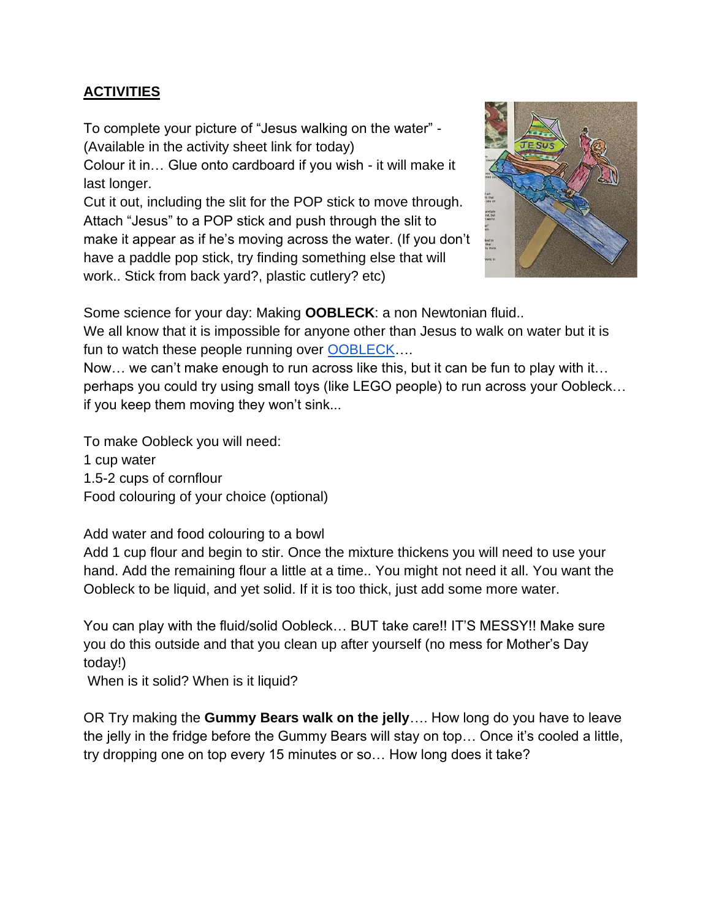**ACTIVITIES**

To complete your picture of "Jesus walking on the water" - (Available in the activity sheet link for today)
Colour it in… Glue onto cardboard if you wish - it will make it last longer.
Cut it out, including the slit for the POP stick to move through. Attach "Jesus" to a POP stick and push through the slit to make it appear as if he's moving across the water. (If you don't have a paddle pop stick, try finding something else that will work.. Stick from back yard?, plastic cutlery? etc)

Some science for your day: Making **OOBLECK**: a non Newtonian fluid..
We all know that it is impossible for anyone other than Jesus to walk on water but it is fun to watch these people running over OOBLECK….
Now… we can't make enough to run across like this, but it can be fun to play with it… perhaps you could try using small toys (like LEGO people) to run across your Oobleck… if you keep them moving they won't sink...

To make Oobleck you will need:
1 cup water
1.5-2 cups of cornflour
Food colouring of your choice (optional)

Add water and food colouring to a bowl
Add 1 cup flour and begin to stir. Once the mixture thickens you will need to use your hand. Add the remaining flour a little at a time.. You might not need it all. You want the Oobleck to be liquid, and yet solid. If it is too thick, just add some more water.

You can play with the fluid/solid Oobleck… BUT take care!! IT'S MESSY!! Make sure you do this outside and that you clean up after yourself (no mess for Mother's Day today!)
When is it solid? When is it liquid?

OR Try making the **Gummy Bears walk on the jelly**…. How long do you have to leave the jelly in the fridge before the Gummy Bears will stay on top… Once it's cooled a little, try dropping one on top every 15 minutes or so… How long does it take?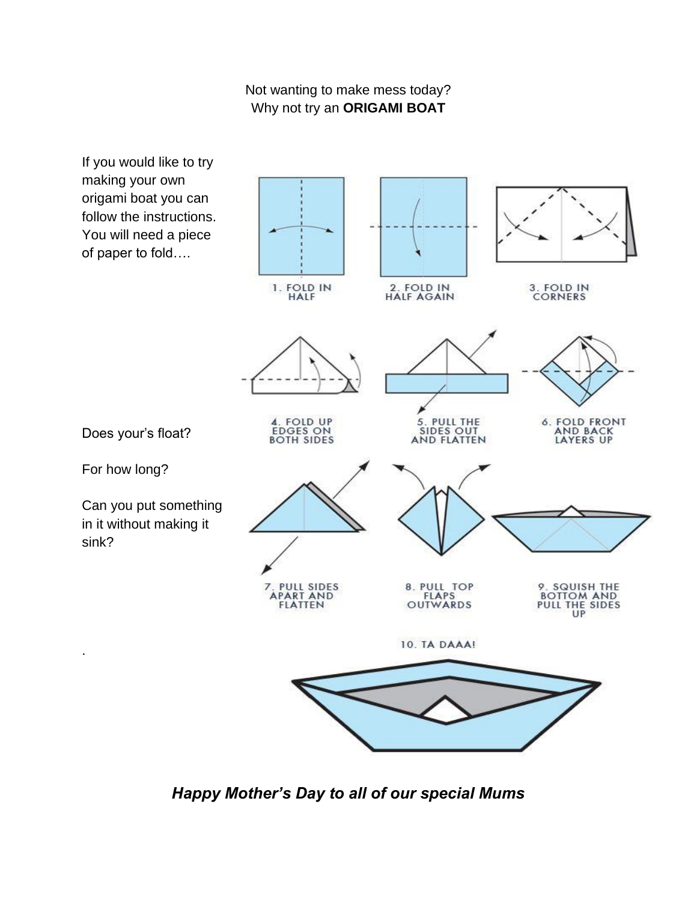Not wanting to make mess today?
Why not try an **ORIGAMI BOAT**

If you would like to try making your own origami boat you can follow the instructions. You will need a piece of paper to fold….

1. FOLD IN HALF
2. FOLD IN HALF AGAIN
3. FOLD IN CORNERS
4. FOLD UP EDGES ON BOTH SIDES
5. PULL THE SIDES OUT AND FLATTEN
6. FOLD FRONT AND BACK LAYERS UP
7. PULL SIDES APART AND FLATTEN
8. PULL TOP FLAPS OUTWARDS
9. SQUISH THE BOTTOM AND PULL THE SIDES UP
10. TA DAAA!

Does your's float?

For how long?

Can you put something in it without making it sink?

.

***Happy Mother's Day to all of our special Mums***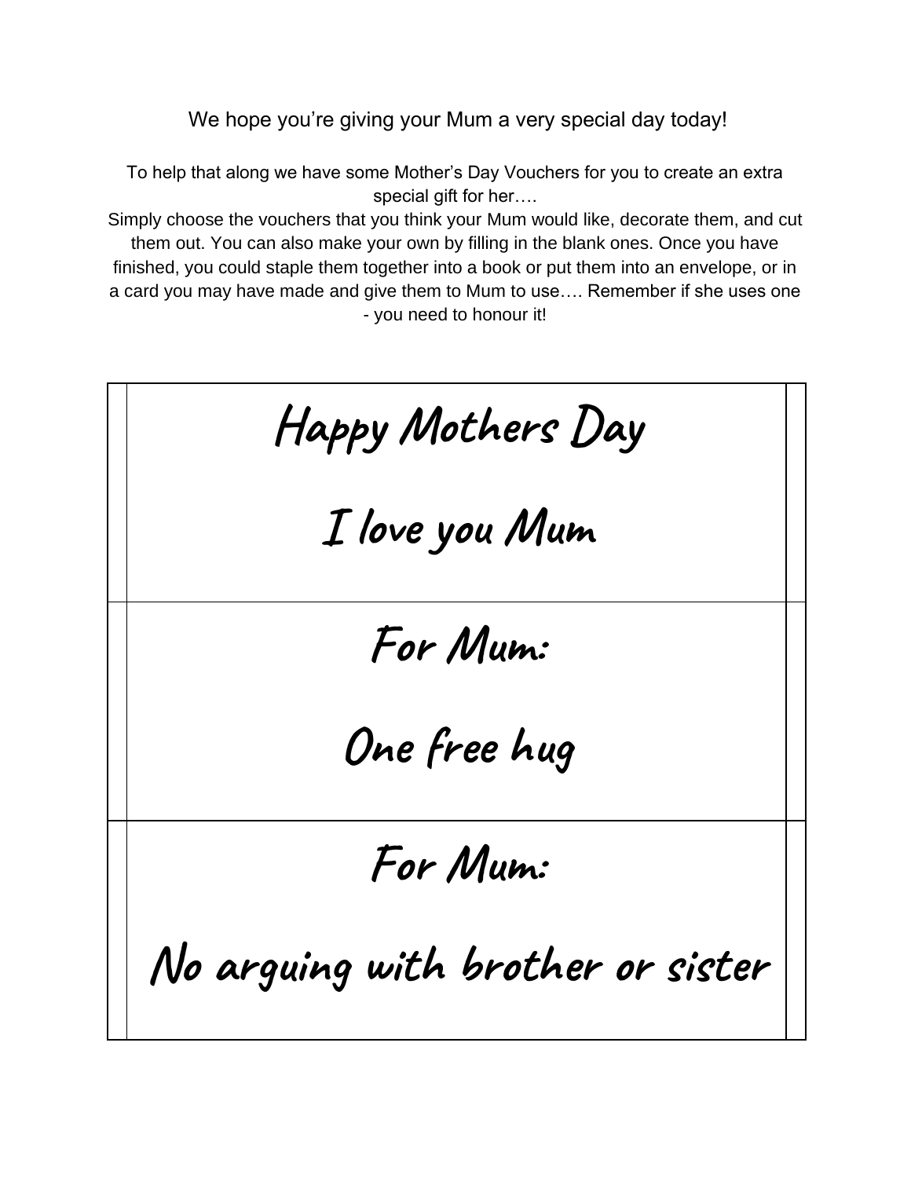We hope you're giving your Mum a very special day today!

To help that along we have some Mother's Day Vouchers for you to create an extra special gift for her….
Simply choose the vouchers that you think your Mum would like, decorate them, and cut them out. You can also make your own by filling in the blank ones. Once you have finished, you could staple them together into a book or put them into an envelope, or in a card you may have made and give them to Mum to use…. Remember if she uses one - you need to honour it!

| | | |
|---|---|---|
| | Happy Mothers Day<br><br>I love you Mum | |
| | For Mum:<br><br>One free hug | |
| | For Mum:<br><br>No arguing with brother or sister | |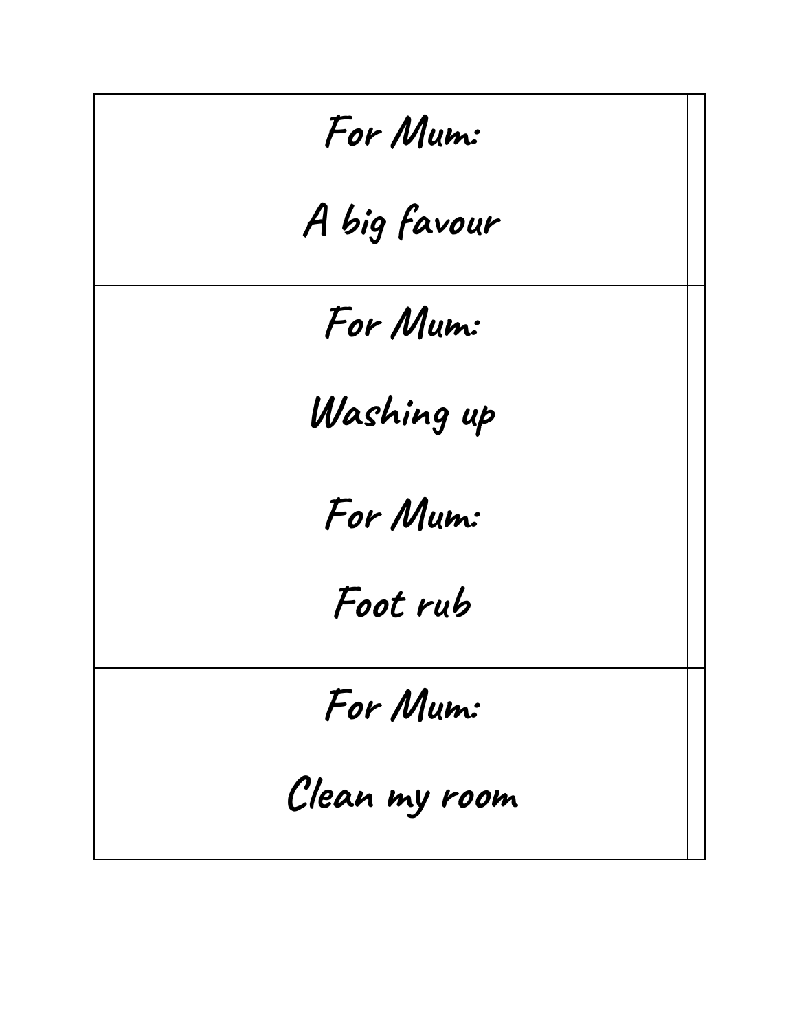| For Mum:<br><br>A big favour |
| --- |
| For Mum:<br><br>Washing up |
| For Mum:<br><br>Foot rub |
| For Mum:<br><br>Clean my room |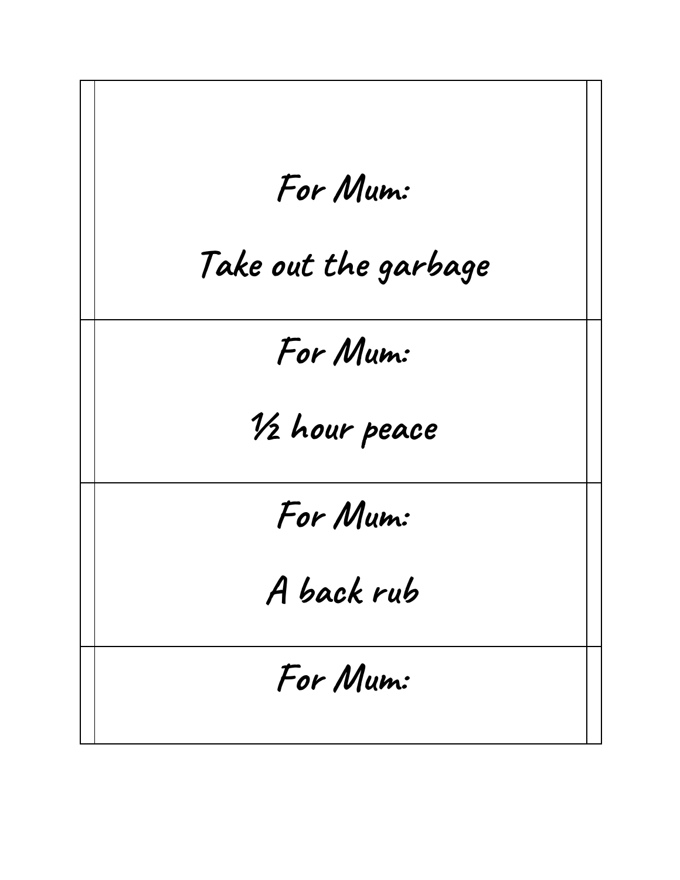For Mum:

Take out the garbage

For Mum:

½ hour peace

For Mum:

A back rub

For Mum: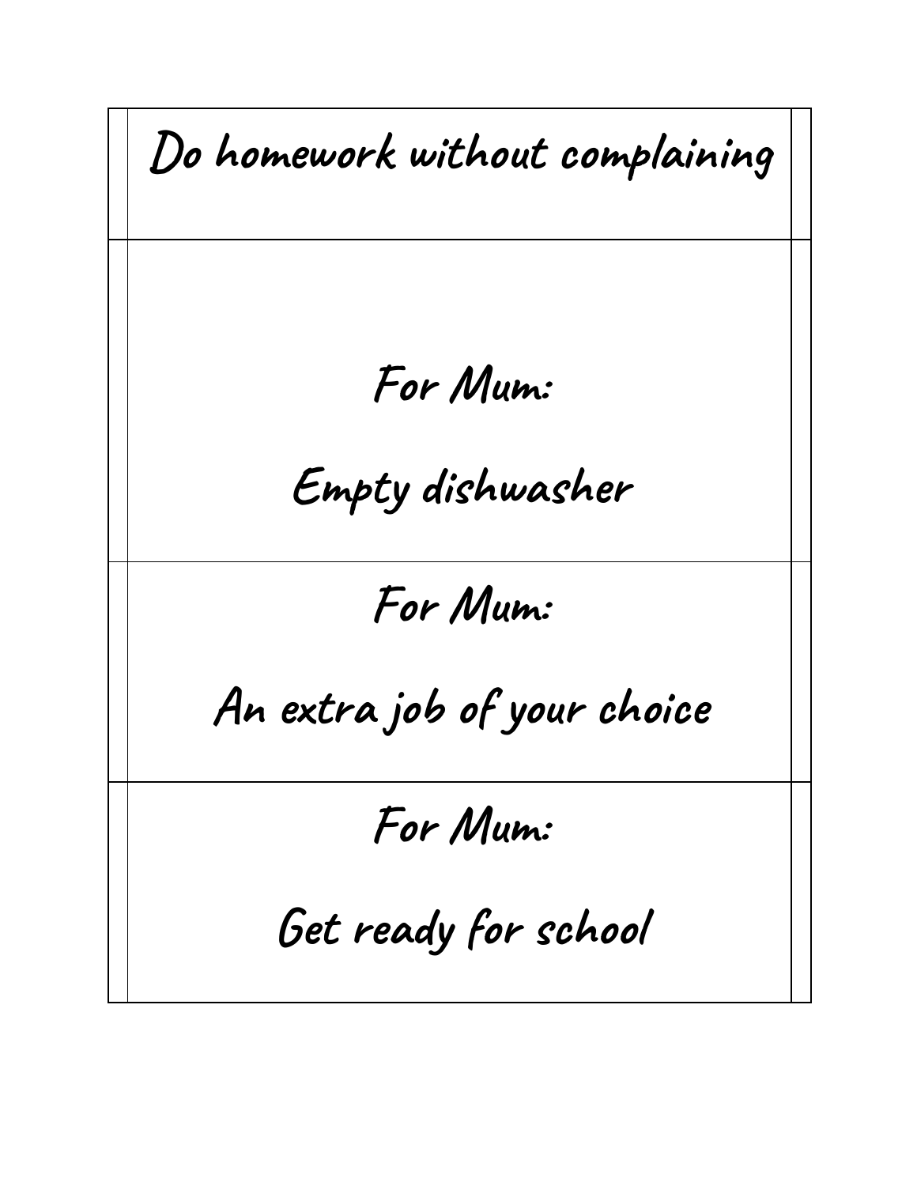| |
|---|
| Do homework without complaining |
| For Mum:<br><br>Empty dishwasher |
| For Mum:<br><br>An extra job of your choice |
| For Mum:<br><br>Get ready for school |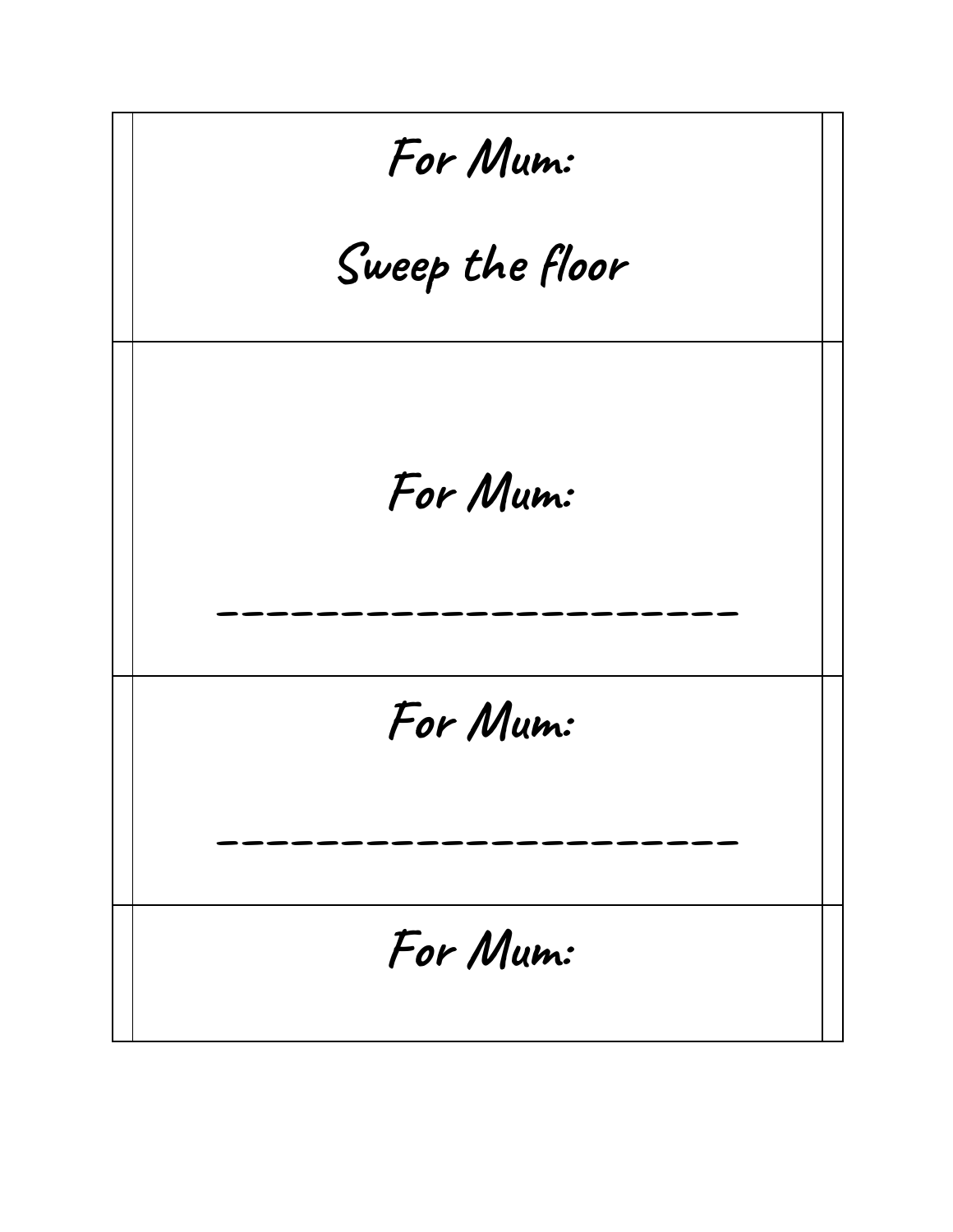| |
|---|
| For Mum:<br><br>Sweep the floor |
| For Mum:<br><br>______________________ |
| For Mum:<br><br>______________________ |
| For Mum: |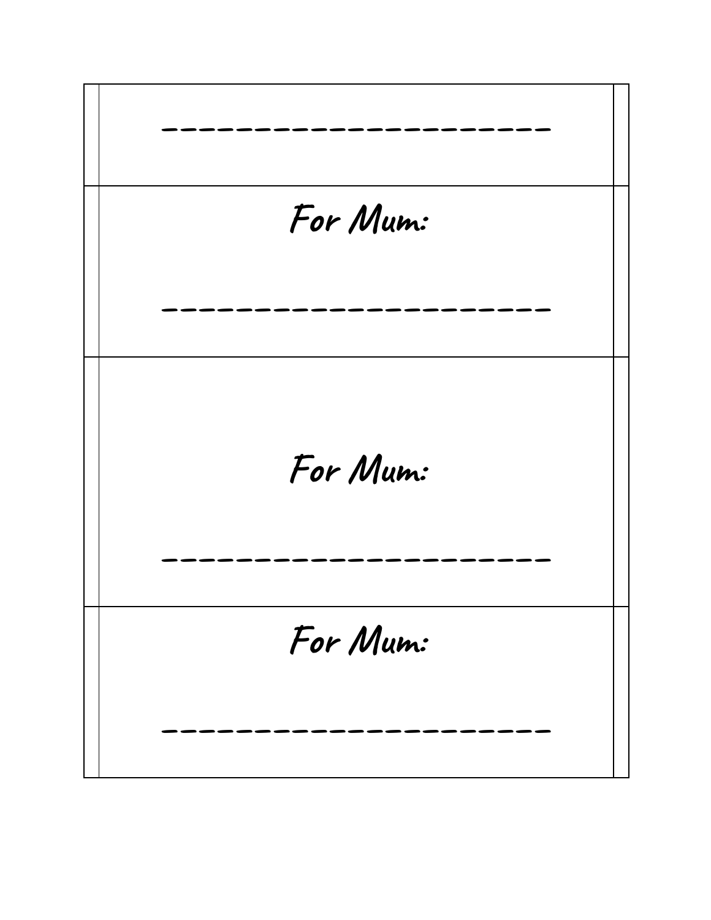----------------------

For Mum:

----------------------

For Mum:

----------------------

For Mum:

----------------------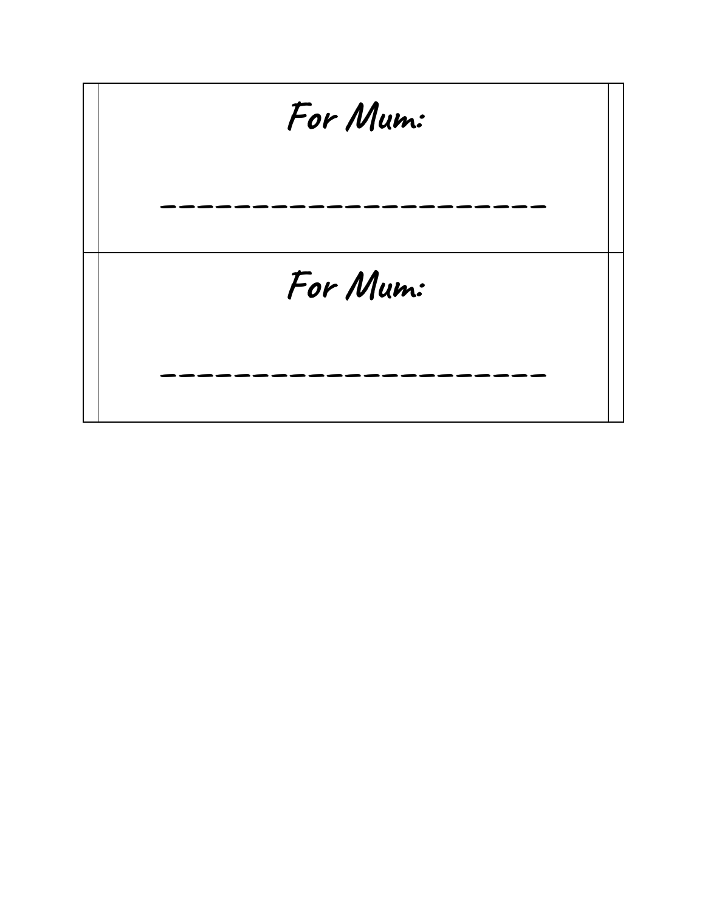For Mum:

______________________

For Mum:

______________________